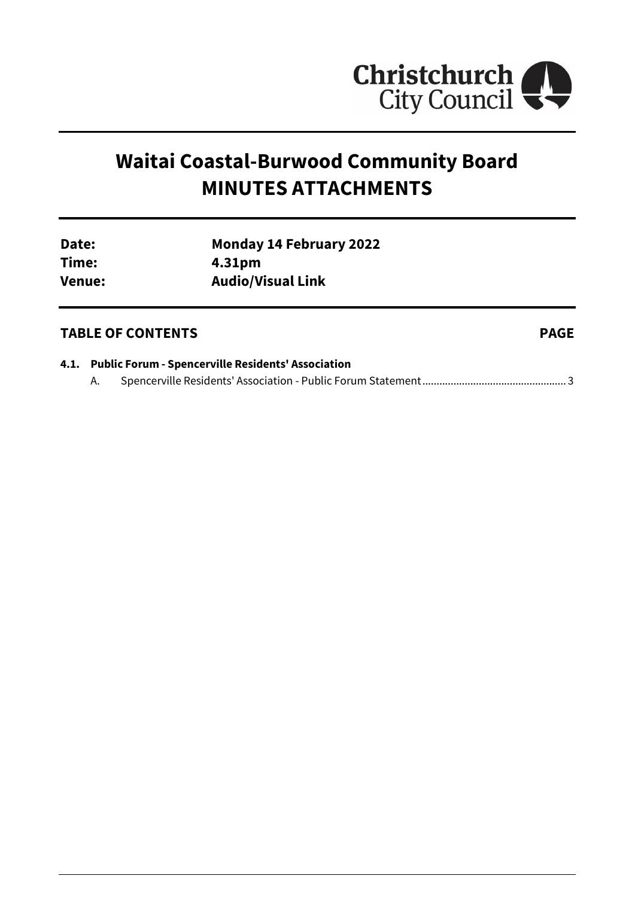Christchurch City Council

# Waitai Coastal-Burwood Community Board MINUTES ATTACHMENTS

| | |
|---|---|
| **Date:** | **Monday 14 February 2022** |
| **Time:** | **4.31pm** |
| **Venue:** | **Audio/Visual Link** |

## TABLE OF CONTENTS PAGE

**4.1. Public Forum - Spencerville Residents' Association**

A. Spencerville Residents' Association - Public Forum Statement .................................................. 3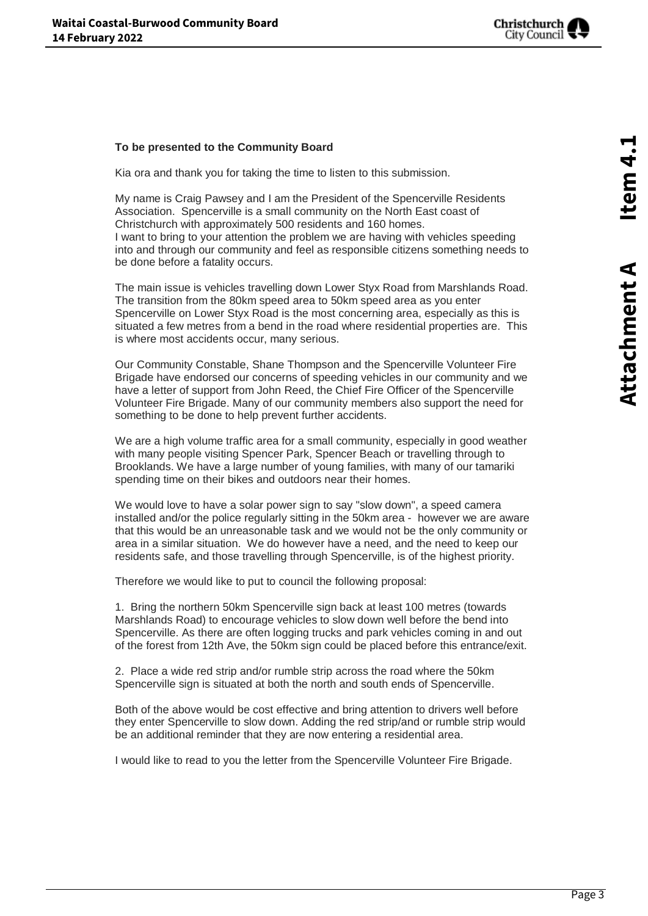**To be presented to the Community Board**

Kia ora and thank you for taking the time to listen to this submission.

My name is Craig Pawsey and I am the President of the Spencerville Residents Association. Spencerville is a small community on the North East coast of Christchurch with approximately 500 residents and 160 homes.
I want to bring to your attention the problem we are having with vehicles speeding into and through our community and feel as responsible citizens something needs to be done before a fatality occurs.

The main issue is vehicles travelling down Lower Styx Road from Marshlands Road. The transition from the 80km speed area to 50km speed area as you enter Spencerville on Lower Styx Road is the most concerning area, especially as this is situated a few metres from a bend in the road where residential properties are. This is where most accidents occur, many serious.

Our Community Constable, Shane Thompson and the Spencerville Volunteer Fire Brigade have endorsed our concerns of speeding vehicles in our community and we have a letter of support from John Reed, the Chief Fire Officer of the Spencerville Volunteer Fire Brigade. Many of our community members also support the need for something to be done to help prevent further accidents.

We are a high volume traffic area for a small community, especially in good weather with many people visiting Spencer Park, Spencer Beach or travelling through to Brooklands. We have a large number of young families, with many of our tamariki spending time on their bikes and outdoors near their homes.

We would love to have a solar power sign to say "slow down", a speed camera installed and/or the police regularly sitting in the 50km area - however we are aware that this would be an unreasonable task and we would not be the only community or area in a similar situation. We do however have a need, and the need to keep our residents safe, and those travelling through Spencerville, is of the highest priority.

Therefore we would like to put to council the following proposal:

1. Bring the northern 50km Spencerville sign back at least 100 metres (towards Marshlands Road) to encourage vehicles to slow down well before the bend into Spencerville. As there are often logging trucks and park vehicles coming in and out of the forest from 12th Ave, the 50km sign could be placed before this entrance/exit.

2. Place a wide red strip and/or rumble strip across the road where the 50km Spencerville sign is situated at both the north and south ends of Spencerville.

Both of the above would be cost effective and bring attention to drivers well before they enter Spencerville to slow down. Adding the red strip/and or rumble strip would be an additional reminder that they are now entering a residential area.

I would like to read to you the letter from the Spencerville Volunteer Fire Brigade.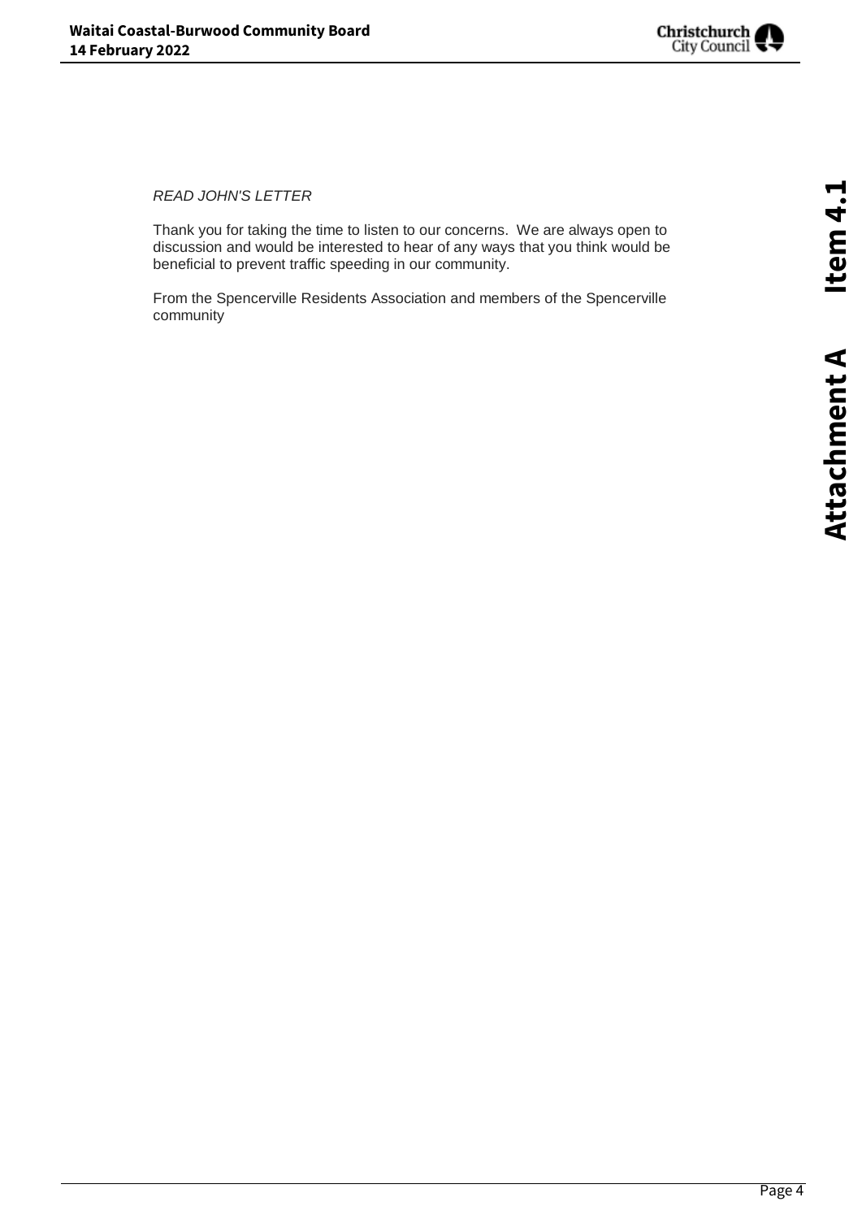*READ JOHN'S LETTER*

Thank you for taking the time to listen to our concerns. We are always open to discussion and would be interested to hear of any ways that you think would be beneficial to prevent traffic speeding in our community.

From the Spencerville Residents Association and members of the Spencerville community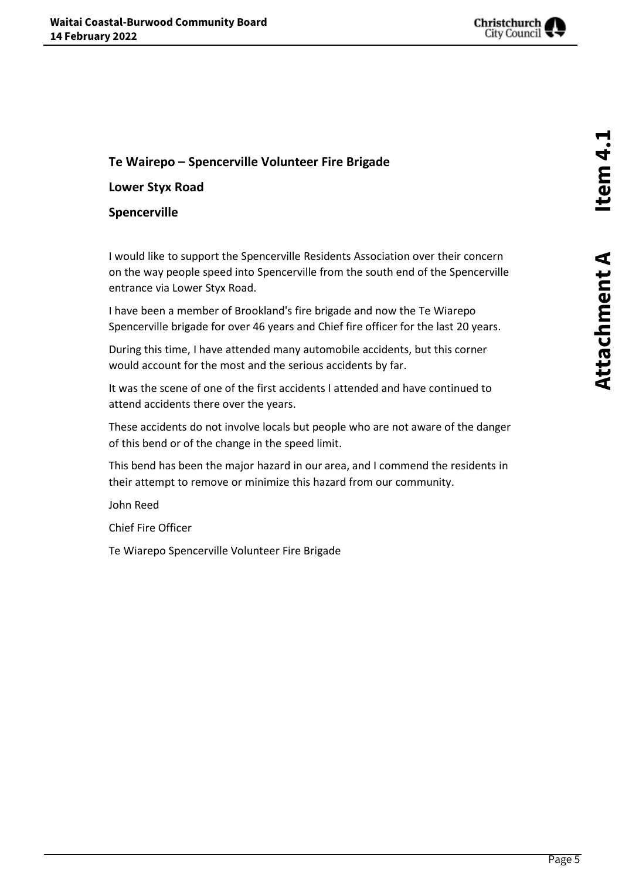**Te Wairepo – Spencerville Volunteer Fire Brigade**

**Lower Styx Road**

**Spencerville**

I would like to support the Spencerville Residents Association over their concern on the way people speed into Spencerville from the south end of the Spencerville entrance via Lower Styx Road.

I have been a member of Brookland's fire brigade and now the Te Wiarepo Spencerville brigade for over 46 years and Chief fire officer for the last 20 years.

During this time, I have attended many automobile accidents, but this corner would account for the most and the serious accidents by far.

It was the scene of one of the first accidents I attended and have continued to attend accidents there over the years.

These accidents do not involve locals but people who are not aware of the danger of this bend or of the change in the speed limit.

This bend has been the major hazard in our area, and I commend the residents in their attempt to remove or minimize this hazard from our community.

John Reed

Chief Fire Officer

Te Wiarepo Spencerville Volunteer Fire Brigade